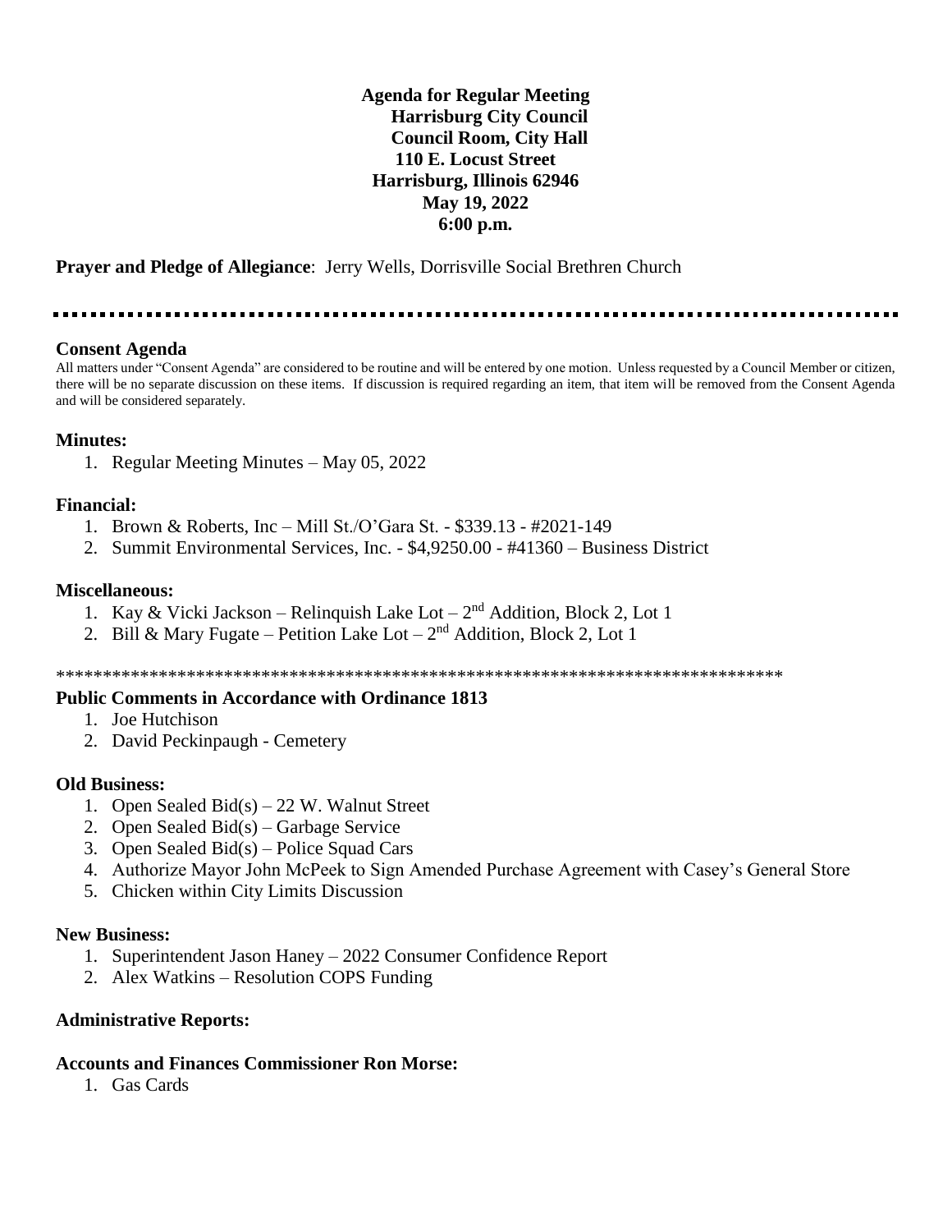**Agenda for Regular Meeting**
**Harrisburg City Council**
**Council Room, City Hall**
**110 E. Locust Street**
**Harrisburg, Illinois 62946**
**May 19, 2022**
**6:00 p.m.**

**Prayer and Pledge of Allegiance**: Jerry Wells, Dorrisville Social Brethren Church

---

## Consent Agenda

All matters under "Consent Agenda" are considered to be routine and will be entered by one motion. Unless requested by a Council Member or citizen, there will be no separate discussion on these items. If discussion is required regarding an item, that item will be removed from the Consent Agenda and will be considered separately.

### Minutes:

1. Regular Meeting Minutes – May 05, 2022

### Financial:

1. Brown & Roberts, Inc – Mill St./O'Gara St. - $339.13 - #2021-149
2. Summit Environmental Services, Inc. - $4,9250.00 - #41360 – Business District

### Miscellaneous:

1. Kay & Vicki Jackson – Relinquish Lake Lot – 2nd Addition, Block 2, Lot 1
2. Bill & Mary Fugate – Petition Lake Lot – 2nd Addition, Block 2, Lot 1

******************************************************************************

### Public Comments in Accordance with Ordinance 1813

1. Joe Hutchison
2. David Peckinpaugh - Cemetery

### Old Business:

1. Open Sealed Bid(s) – 22 W. Walnut Street
2. Open Sealed Bid(s) – Garbage Service
3. Open Sealed Bid(s) – Police Squad Cars
4. Authorize Mayor John McPeek to Sign Amended Purchase Agreement with Casey's General Store
5. Chicken within City Limits Discussion

### New Business:

1. Superintendent Jason Haney – 2022 Consumer Confidence Report
2. Alex Watkins – Resolution COPS Funding

### Administrative Reports:

### Accounts and Finances Commissioner Ron Morse:

1. Gas Cards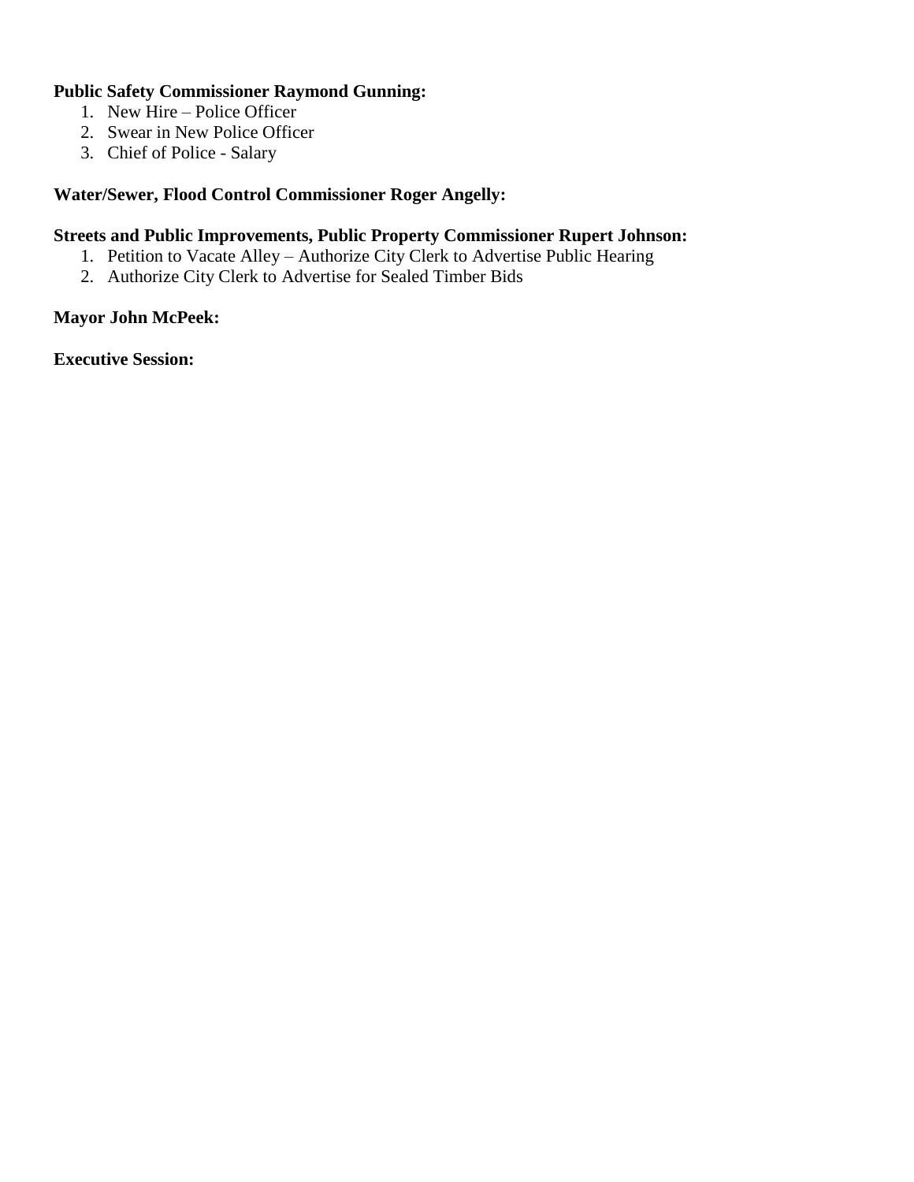**Public Safety Commissioner Raymond Gunning:**

1. New Hire – Police Officer
2. Swear in New Police Officer
3. Chief of Police - Salary

**Water/Sewer, Flood Control Commissioner Roger Angelly:**

**Streets and Public Improvements, Public Property Commissioner Rupert Johnson:**

1. Petition to Vacate Alley – Authorize City Clerk to Advertise Public Hearing
2. Authorize City Clerk to Advertise for Sealed Timber Bids

**Mayor John McPeek:**

**Executive Session:**